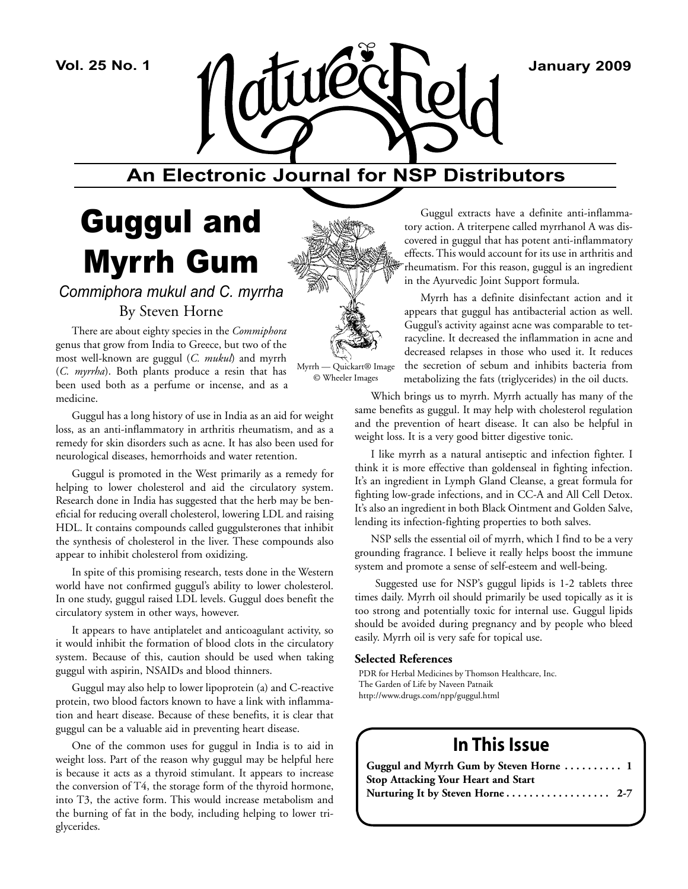# Nature's Field

**Vol. 25 No. 1** — **January 2009**

**An Electronic Journal for NSP Distributors**

## Guggul and Myrrh Gum

### *Commiphora mukul and C. myrrha*

By Steven Horne

There are about eighty species in the *Commiphora* genus that grow from India to Greece, but two of the most well-known are guggul (*C. mukul*) and myrrh (*C. myrrha*). Both plants produce a resin that has been used both as a perfume or incense, and as a medicine.

Guggul has a long history of use in India as an aid for weight loss, as an anti-inflammatory in arthritis rheumatism, and as a remedy for skin disorders such as acne. It has also been used for neurological diseases, hemorrhoids and water retention.

Guggul is promoted in the West primarily as a remedy for helping to lower cholesterol and aid the circulatory system. Research done in India has suggested that the herb may be beneficial for reducing overall cholesterol, lowering LDL and raising HDL. It contains compounds called guggulsterones that inhibit the synthesis of cholesterol in the liver. These compounds also appear to inhibit cholesterol from oxidizing.

In spite of this promising research, tests done in the Western world have not confirmed guggul's ability to lower cholesterol. In one study, guggul raised LDL levels. Guggul does benefit the circulatory system in other ways, however.

It appears to have antiplatelet and anticoagulant activity, so it would inhibit the formation of blood clots in the circulatory system. Because of this, caution should be used when taking guggul with aspirin, NSAIDs and blood thinners.

Guggul may also help to lower lipoprotein (a) and C-reactive protein, two blood factors known to have a link with inflammation and heart disease. Because of these benefits, it is clear that guggul can be a valuable aid in preventing heart disease.

One of the common uses for guggul in India is to aid in weight loss. Part of the reason why guggul may be helpful here is because it acts as a thyroid stimulant. It appears to increase the conversion of T4, the storage form of the thyroid hormone, into T3, the active form. This would increase metabolism and the burning of fat in the body, including helping to lower triglycerides.

Myrrh — Quickart® Image © Wheeler Images

Guggul extracts have a definite anti-inflammatory action. A triterpene called myrrhanol A was discovered in guggul that has potent anti-inflammatory effects. This would account for its use in arthritis and rheumatism. For this reason, guggul is an ingredient in the Ayurvedic Joint Support formula.

Myrrh has a definite disinfectant action and it appears that guggul has antibacterial action as well. Guggul's activity against acne was comparable to tetracycline. It decreased the inflammation in acne and decreased relapses in those who used it. It reduces the secretion of sebum and inhibits bacteria from metabolizing the fats (triglycerides) in the oil ducts.

Which brings us to myrrh. Myrrh actually has many of the same benefits as guggul. It may help with cholesterol regulation and the prevention of heart disease. It can also be helpful in weight loss. It is a very good bitter digestive tonic.

I like myrrh as a natural antiseptic and infection fighter. I think it is more effective than goldenseal in fighting infection. It's an ingredient in Lymph Gland Cleanse, a great formula for fighting low-grade infections, and in CC-A and All Cell Detox. It's also an ingredient in both Black Ointment and Golden Salve, lending its infection-fighting properties to both salves.

NSP sells the essential oil of myrrh, which I find to be a very grounding fragrance. I believe it really helps boost the immune system and promote a sense of self-esteem and well-being.

Suggested use for NSP's guggul lipids is 1-2 tablets three times daily. Myrrh oil should primarily be used topically as it is too strong and potentially toxic for internal use. Guggul lipids should be avoided during pregnancy and by people who bleed easily. Myrrh oil is very safe for topical use.

**Selected References**

PDR for Herbal Medicines by Thomson Healthcare, Inc.
The Garden of Life by Naveen Patnaik
http://www.drugs.com/npp/guggul.html

## In This Issue

**Guggul and Myrrh Gum by Steven Horne .......... 1**
**Stop Attacking Your Heart and Start Nurturing It by Steven Horne .................. 2-7**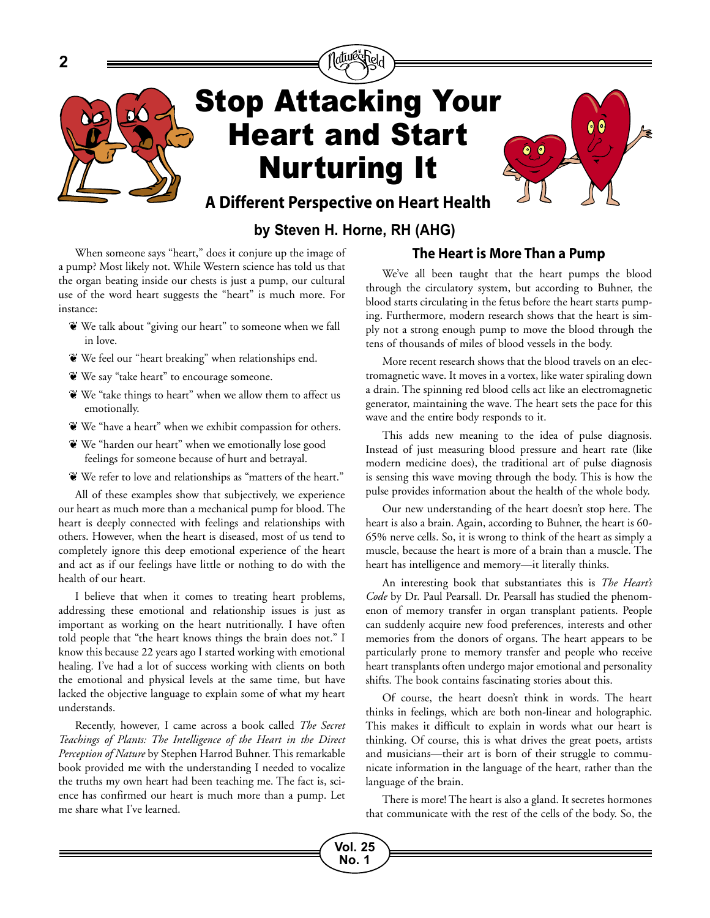# Stop Attacking Your Heart and Start Nurturing It

## A Different Perspective on Heart Health

**by Steven H. Horne, RH (AHG)**

When someone says "heart," does it conjure up the image of a pump? Most likely not. While Western science has told us that the organ beating inside our chests is just a pump, our cultural use of the word heart suggests the "heart" is much more. For instance:

- We talk about "giving our heart" to someone when we fall in love.
- We feel our "heart breaking" when relationships end.
- We say "take heart" to encourage someone.
- We "take things to heart" when we allow them to affect us emotionally.
- We "have a heart" when we exhibit compassion for others.
- We "harden our heart" when we emotionally lose good feelings for someone because of hurt and betrayal.
- We refer to love and relationships as "matters of the heart."

All of these examples show that subjectively, we experience our heart as much more than a mechanical pump for blood. The heart is deeply connected with feelings and relationships with others. However, when the heart is diseased, most of us tend to completely ignore this deep emotional experience of the heart and act as if our feelings have little or nothing to do with the health of our heart.

I believe that when it comes to treating heart problems, addressing these emotional and relationship issues is just as important as working on the heart nutritionally. I have often told people that "the heart knows things the brain does not." I know this because 22 years ago I started working with emotional healing. I've had a lot of success working with clients on both the emotional and physical levels at the same time, but have lacked the objective language to explain some of what my heart understands.

Recently, however, I came across a book called *The Secret Teachings of Plants: The Intelligence of the Heart in the Direct Perception of Nature* by Stephen Harrod Buhner. This remarkable book provided me with the understanding I needed to vocalize the truths my own heart had been teaching me. The fact is, science has confirmed our heart is much more than a pump. Let me share what I've learned.

### The Heart is More Than a Pump

We've all been taught that the heart pumps the blood through the circulatory system, but according to Buhner, the blood starts circulating in the fetus before the heart starts pumping. Furthermore, modern research shows that the heart is simply not a strong enough pump to move the blood through the tens of thousands of miles of blood vessels in the body.

More recent research shows that the blood travels on an electromagnetic wave. It moves in a vortex, like water spiraling down a drain. The spinning red blood cells act like an electromagnetic generator, maintaining the wave. The heart sets the pace for this wave and the entire body responds to it.

This adds new meaning to the idea of pulse diagnosis. Instead of just measuring blood pressure and heart rate (like modern medicine does), the traditional art of pulse diagnosis is sensing this wave moving through the body. This is how the pulse provides information about the health of the whole body.

Our new understanding of the heart doesn't stop here. The heart is also a brain. Again, according to Buhner, the heart is 60-65% nerve cells. So, it is wrong to think of the heart as simply a muscle, because the heart is more of a brain than a muscle. The heart has intelligence and memory—it literally thinks.

An interesting book that substantiates this is *The Heart's Code* by Dr. Paul Pearsall. Dr. Pearsall has studied the phenomenon of memory transfer in organ transplant patients. People can suddenly acquire new food preferences, interests and other memories from the donors of organs. The heart appears to be particularly prone to memory transfer and people who receive heart transplants often undergo major emotional and personality shifts. The book contains fascinating stories about this.

Of course, the heart doesn't think in words. The heart thinks in feelings, which are both non-linear and holographic. This makes it difficult to explain in words what our heart is thinking. Of course, this is what drives the great poets, artists and musicians—their art is born of their struggle to communicate information in the language of the heart, rather than the language of the brain.

There is more! The heart is also a gland. It secretes hormones that communicate with the rest of the cells of the body. So, the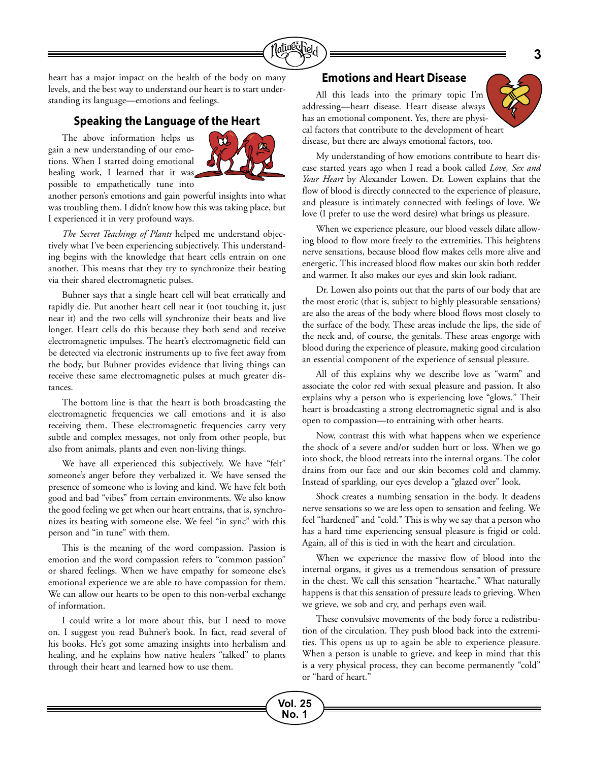heart has a major impact on the health of the body on many levels, and the best way to understand our heart is to start understanding its language—emotions and feelings.

## Speaking the Language of the Heart

The above information helps us gain a new understanding of our emotions. When I started doing emotional healing work, I learned that it was possible to empathetically tune into another person's emotions and gain powerful insights into what was troubling them. I didn't know how this was taking place, but I experienced it in very profound ways.

*The Secret Teachings of Plants* helped me understand objectively what I've been experiencing subjectively. This understanding begins with the knowledge that heart cells entrain on one another. This means that they try to synchronize their beating via their shared electromagnetic pulses.

Buhner says that a single heart cell will beat erratically and rapidly die. Put another heart cell near it (not touching it, just near it) and the two cells will synchronize their beats and live longer. Heart cells do this because they both send and receive electromagnetic impulses. The heart's electromagnetic field can be detected via electronic instruments up to five feet away from the body, but Buhner provides evidence that living things can receive these same electromagnetic pulses at much greater distances.

The bottom line is that the heart is both broadcasting the electromagnetic frequencies we call emotions and it is also receiving them. These electromagnetic frequencies carry very subtle and complex messages, not only from other people, but also from animals, plants and even non-living things.

We have all experienced this subjectively. We have "felt" someone's anger before they verbalized it. We have sensed the presence of someone who is loving and kind. We have felt both good and bad "vibes" from certain environments. We also know the good feeling we get when our heart entrains, that is, synchronizes its beating with someone else. We feel "in sync" with this person and "in tune" with them.

This is the meaning of the word compassion. Passion is emotion and the word compassion refers to "common passion" or shared feelings. When we have empathy for someone else's emotional experience we are able to have compassion for them. We can allow our hearts to be open to this non-verbal exchange of information.

I could write a lot more about this, but I need to move on. I suggest you read Buhner's book. In fact, read several of his books. He's got some amazing insights into herbalism and healing, and he explains how native healers "talked" to plants through their heart and learned how to use them.

## Emotions and Heart Disease

All this leads into the primary topic I'm addressing—heart disease. Heart disease always has an emotional component. Yes, there are physical factors that contribute to the development of heart disease, but there are always emotional factors, too.

My understanding of how emotions contribute to heart disease started years ago when I read a book called *Love, Sex and Your Heart* by Alexander Lowen. Dr. Lowen explains that the flow of blood is directly connected to the experience of pleasure, and pleasure is intimately connected with feelings of love. We love (I prefer to use the word desire) what brings us pleasure.

When we experience pleasure, our blood vessels dilate allowing blood to flow more freely to the extremities. This heightens nerve sensations, because blood flow makes cells more alive and energetic. This increased blood flow makes our skin both redder and warmer. It also makes our eyes and skin look radiant.

Dr. Lowen also points out that the parts of our body that are the most erotic (that is, subject to highly pleasurable sensations) are also the areas of the body where blood flows most closely to the surface of the body. These areas include the lips, the side of the neck and, of course, the genitals. These areas engorge with blood during the experience of pleasure, making good circulation an essential component of the experience of sensual pleasure.

All of this explains why we describe love as "warm" and associate the color red with sexual pleasure and passion. It also explains why a person who is experiencing love "glows." Their heart is broadcasting a strong electromagnetic signal and is also open to compassion—to entraining with other hearts.

Now, contrast this with what happens when we experience the shock of a severe and/or sudden hurt or loss. When we go into shock, the blood retreats into the internal organs. The color drains from our face and our skin becomes cold and clammy. Instead of sparkling, our eyes develop a "glazed over" look.

Shock creates a numbing sensation in the body. It deadens nerve sensations so we are less open to sensation and feeling. We feel "hardened" and "cold." This is why we say that a person who has a hard time experiencing sensual pleasure is frigid or cold. Again, all of this is tied in with the heart and circulation.

When we experience the massive flow of blood into the internal organs, it gives us a tremendous sensation of pressure in the chest. We call this sensation "heartache." What naturally happens is that this sensation of pressure leads to grieving. When we grieve, we sob and cry, and perhaps even wail.

These convulsive movements of the body force a redistribution of the circulation. They push blood back into the extremities. This opens us up to again be able to experience pleasure. When a person is unable to grieve, and keep in mind that this is a very physical process, they can become permanently "cold" or "hard of heart."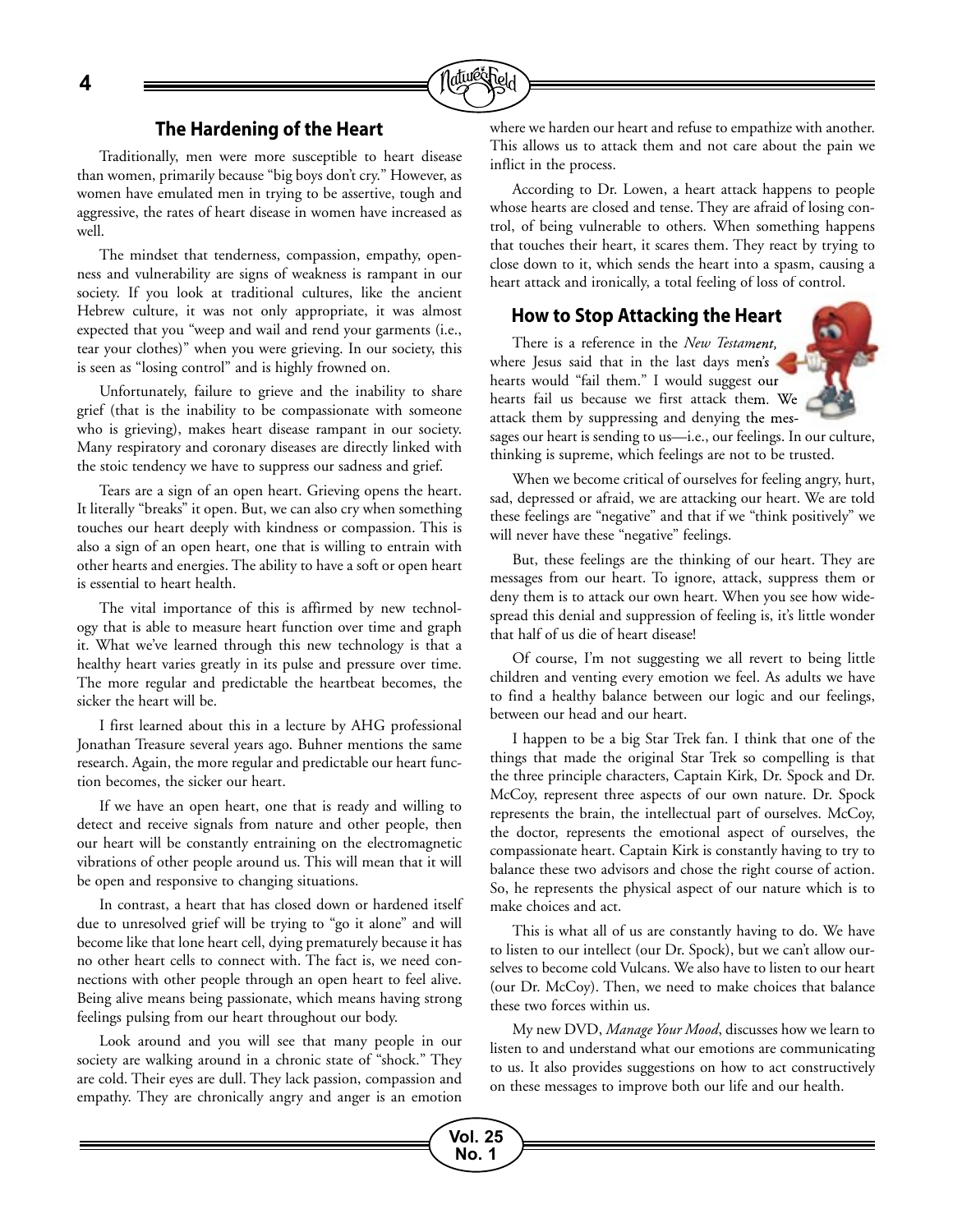## The Hardening of the Heart

Traditionally, men were more susceptible to heart disease than women, primarily because "big boys don't cry." However, as women have emulated men in trying to be assertive, tough and aggressive, the rates of heart disease in women have increased as well.

The mindset that tenderness, compassion, empathy, openness and vulnerability are signs of weakness is rampant in our society. If you look at traditional cultures, like the ancient Hebrew culture, it was not only appropriate, it was almost expected that you "weep and wail and rend your garments (i.e., tear your clothes)" when you were grieving. In our society, this is seen as "losing control" and is highly frowned on.

Unfortunately, failure to grieve and the inability to share grief (that is the inability to be compassionate with someone who is grieving), makes heart disease rampant in our society. Many respiratory and coronary diseases are directly linked with the stoic tendency we have to suppress our sadness and grief.

Tears are a sign of an open heart. Grieving opens the heart. It literally "breaks" it open. But, we can also cry when something touches our heart deeply with kindness or compassion. This is also a sign of an open heart, one that is willing to entrain with other hearts and energies. The ability to have a soft or open heart is essential to heart health.

The vital importance of this is affirmed by new technology that is able to measure heart function over time and graph it. What we've learned through this new technology is that a healthy heart varies greatly in its pulse and pressure over time. The more regular and predictable the heartbeat becomes, the sicker the heart will be.

I first learned about this in a lecture by AHG professional Jonathan Treasure several years ago. Buhner mentions the same research. Again, the more regular and predictable our heart function becomes, the sicker our heart.

If we have an open heart, one that is ready and willing to detect and receive signals from nature and other people, then our heart will be constantly entraining on the electromagnetic vibrations of other people around us. This will mean that it will be open and responsive to changing situations.

In contrast, a heart that has closed down or hardened itself due to unresolved grief will be trying to "go it alone" and will become like that lone heart cell, dying prematurely because it has no other heart cells to connect with. The fact is, we need connections with other people through an open heart to feel alive. Being alive means being passionate, which means having strong feelings pulsing from our heart throughout our body.

Look around and you will see that many people in our society are walking around in a chronic state of "shock." They are cold. Their eyes are dull. They lack passion, compassion and empathy. They are chronically angry and anger is an emotion where we harden our heart and refuse to empathize with another. This allows us to attack them and not care about the pain we inflict in the process.

According to Dr. Lowen, a heart attack happens to people whose hearts are closed and tense. They are afraid of losing control, of being vulnerable to others. When something happens that touches their heart, it scares them. They react by trying to close down to it, which sends the heart into a spasm, causing a heart attack and ironically, a total feeling of loss of control.

## How to Stop Attacking the Heart

There is a reference in the *New Testament,* where Jesus said that in the last days men's hearts would "fail them." I would suggest our hearts fail us because we first attack them. We attack them by suppressing and denying the messages our heart is sending to us—i.e., our feelings. In our culture, thinking is supreme, which feelings are not to be trusted.

When we become critical of ourselves for feeling angry, hurt, sad, depressed or afraid, we are attacking our heart. We are told these feelings are "negative" and that if we "think positively" we will never have these "negative" feelings.

But, these feelings are the thinking of our heart. They are messages from our heart. To ignore, attack, suppress them or deny them is to attack our own heart. When you see how widespread this denial and suppression of feeling is, it's little wonder that half of us die of heart disease!

Of course, I'm not suggesting we all revert to being little children and venting every emotion we feel. As adults we have to find a healthy balance between our logic and our feelings, between our head and our heart.

I happen to be a big Star Trek fan. I think that one of the things that made the original Star Trek so compelling is that the three principle characters, Captain Kirk, Dr. Spock and Dr. McCoy, represent three aspects of our own nature. Dr. Spock represents the brain, the intellectual part of ourselves. McCoy, the doctor, represents the emotional aspect of ourselves, the compassionate heart. Captain Kirk is constantly having to try to balance these two advisors and chose the right course of action. So, he represents the physical aspect of our nature which is to make choices and act.

This is what all of us are constantly having to do. We have to listen to our intellect (our Dr. Spock), but we can't allow ourselves to become cold Vulcans. We also have to listen to our heart (our Dr. McCoy). Then, we need to make choices that balance these two forces within us.

My new DVD, *Manage Your Mood*, discusses how we learn to listen to and understand what our emotions are communicating to us. It also provides suggestions on how to act constructively on these messages to improve both our life and our health.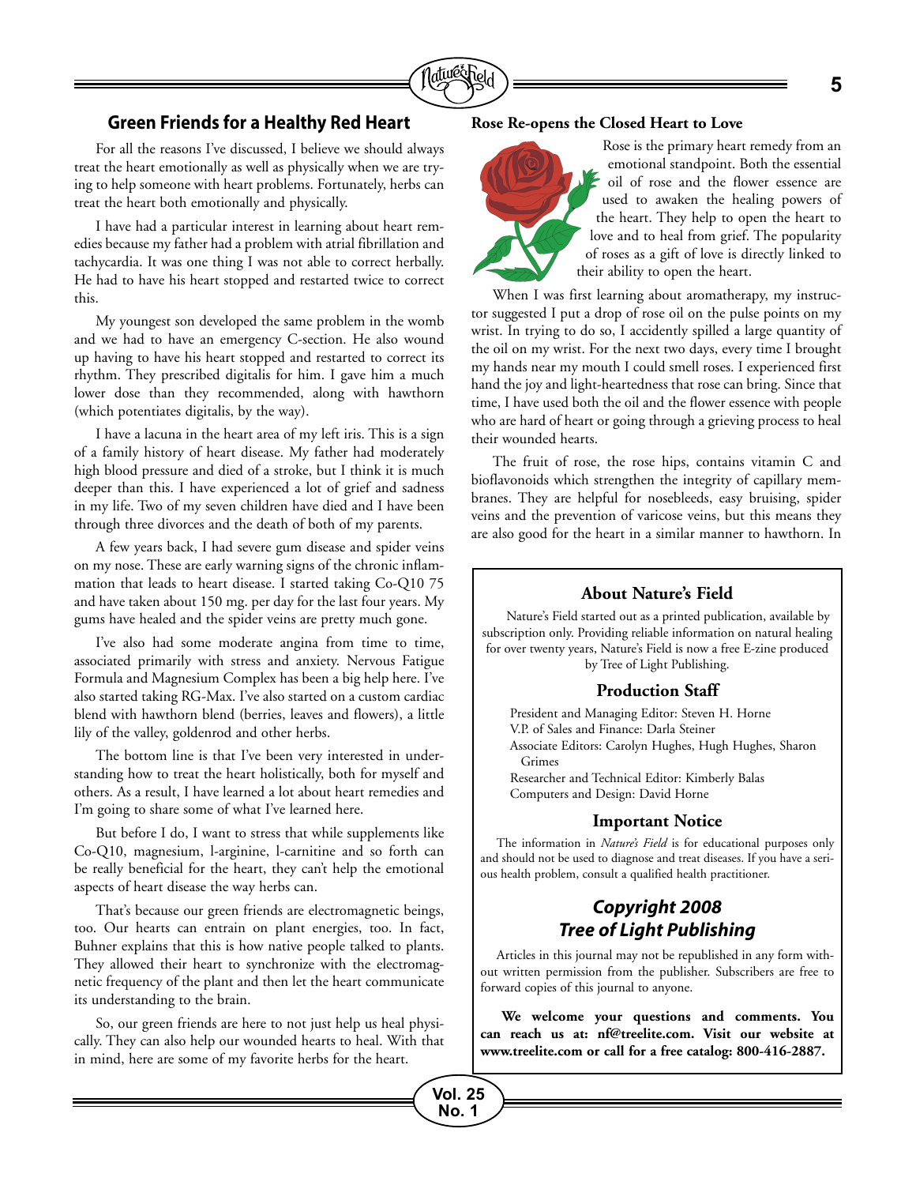## Green Friends for a Healthy Red Heart

For all the reasons I've discussed, I believe we should always treat the heart emotionally as well as physically when we are trying to help someone with heart problems. Fortunately, herbs can treat the heart both emotionally and physically.

I have had a particular interest in learning about heart remedies because my father had a problem with atrial fibrillation and tachycardia. It was one thing I was not able to correct herbally. He had to have his heart stopped and restarted twice to correct this.

My youngest son developed the same problem in the womb and we had to have an emergency C-section. He also wound up having to have his heart stopped and restarted to correct its rhythm. They prescribed digitalis for him. I gave him a much lower dose than they recommended, along with hawthorn (which potentiates digitalis, by the way).

I have a lacuna in the heart area of my left iris. This is a sign of a family history of heart disease. My father had moderately high blood pressure and died of a stroke, but I think it is much deeper than this. I have experienced a lot of grief and sadness in my life. Two of my seven children have died and I have been through three divorces and the death of both of my parents.

A few years back, I had severe gum disease and spider veins on my nose. These are early warning signs of the chronic inflammation that leads to heart disease. I started taking Co-Q10 75 and have taken about 150 mg. per day for the last four years. My gums have healed and the spider veins are pretty much gone.

I've also had some moderate angina from time to time, associated primarily with stress and anxiety. Nervous Fatigue Formula and Magnesium Complex has been a big help here. I've also started taking RG-Max. I've also started on a custom cardiac blend with hawthorn blend (berries, leaves and flowers), a little lily of the valley, goldenrod and other herbs.

The bottom line is that I've been very interested in understanding how to treat the heart holistically, both for myself and others. As a result, I have learned a lot about heart remedies and I'm going to share some of what I've learned here.

But before I do, I want to stress that while supplements like Co-Q10, magnesium, l-arginine, l-carnitine and so forth can be really beneficial for the heart, they can't help the emotional aspects of heart disease the way herbs can.

That's because our green friends are electromagnetic beings, too. Our hearts can entrain on plant energies, too. In fact, Buhner explains that this is how native people talked to plants. They allowed their heart to synchronize with the electromagnetic frequency of the plant and then let the heart communicate its understanding to the brain.

So, our green friends are here to not just help us heal physically. They can also help our wounded hearts to heal. With that in mind, here are some of my favorite herbs for the heart.

### Rose Re-opens the Closed Heart to Love

Rose is the primary heart remedy from an emotional standpoint. Both the essential oil of rose and the flower essence are used to awaken the healing powers of the heart. They help to open the heart to love and to heal from grief. The popularity of roses as a gift of love is directly linked to their ability to open the heart.

When I was first learning about aromatherapy, my instructor suggested I put a drop of rose oil on the pulse points on my wrist. In trying to do so, I accidently spilled a large quantity of the oil on my wrist. For the next two days, every time I brought my hands near my mouth I could smell roses. I experienced first hand the joy and light-heartedness that rose can bring. Since that time, I have used both the oil and the flower essence with people who are hard of heart or going through a grieving process to heal their wounded hearts.

The fruit of rose, the rose hips, contains vitamin C and bioflavonoids which strengthen the integrity of capillary membranes. They are helpful for nosebleeds, easy bruising, spider veins and the prevention of varicose veins, but this means they are also good for the heart in a similar manner to hawthorn. In

---

### About Nature's Field

Nature's Field started out as a printed publication, available by subscription only. Providing reliable information on natural healing for over twenty years, Nature's Field is now a free E-zine produced by Tree of Light Publishing.

### Production Staff

President and Managing Editor: Steven H. Horne
V.P. of Sales and Finance: Darla Steiner
Associate Editors: Carolyn Hughes, Hugh Hughes, Sharon Grimes
Researcher and Technical Editor: Kimberly Balas
Computers and Design: David Horne

### Important Notice

The information in *Nature's Field* is for educational purposes only and should not be used to diagnose and treat diseases. If you have a serious health problem, consult a qualified health practitioner.

### *Copyright 2008 Tree of Light Publishing*

Articles in this journal may not be republished in any form without written permission from the publisher. Subscribers are free to forward copies of this journal to anyone.

**We welcome your questions and comments. You can reach us at: nf@treelite.com. Visit our website at www.treelite.com or call for a free catalog: 800-416-2887.**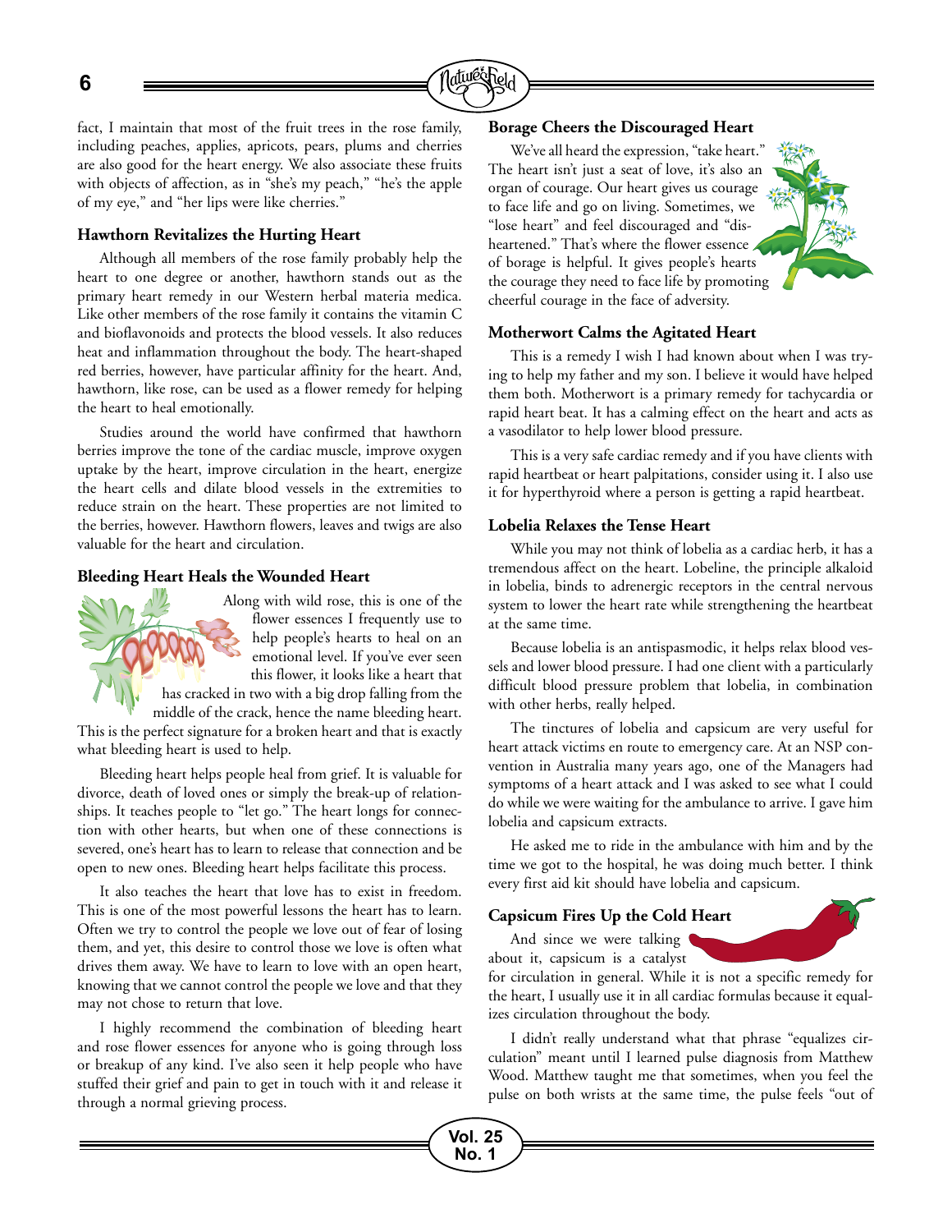fact, I maintain that most of the fruit trees in the rose family, including peaches, applies, apricots, pears, plums and cherries are also good for the heart energy. We also associate these fruits with objects of affection, as in "she's my peach," "he's the apple of my eye," and "her lips were like cherries."

### Hawthorn Revitalizes the Hurting Heart

Although all members of the rose family probably help the heart to one degree or another, hawthorn stands out as the primary heart remedy in our Western herbal materia medica. Like other members of the rose family it contains the vitamin C and bioflavonoids and protects the blood vessels. It also reduces heat and inflammation throughout the body. The heart-shaped red berries, however, have particular affinity for the heart. And, hawthorn, like rose, can be used as a flower remedy for helping the heart to heal emotionally.

Studies around the world have confirmed that hawthorn berries improve the tone of the cardiac muscle, improve oxygen uptake by the heart, improve circulation in the heart, energize the heart cells and dilate blood vessels in the extremities to reduce strain on the heart. These properties are not limited to the berries, however. Hawthorn flowers, leaves and twigs are also valuable for the heart and circulation.

### Bleeding Heart Heals the Wounded Heart

Along with wild rose, this is one of the flower essences I frequently use to help people's hearts to heal on an emotional level. If you've ever seen this flower, it looks like a heart that has cracked in two with a big drop falling from the middle of the crack, hence the name bleeding heart. This is the perfect signature for a broken heart and that is exactly what bleeding heart is used to help.

Bleeding heart helps people heal from grief. It is valuable for divorce, death of loved ones or simply the break-up of relationships. It teaches people to "let go." The heart longs for connection with other hearts, but when one of these connections is severed, one's heart has to learn to release that connection and be open to new ones. Bleeding heart helps facilitate this process.

It also teaches the heart that love has to exist in freedom. This is one of the most powerful lessons the heart has to learn. Often we try to control the people we love out of fear of losing them, and yet, this desire to control those we love is often what drives them away. We have to learn to love with an open heart, knowing that we cannot control the people we love and that they may not chose to return that love.

I highly recommend the combination of bleeding heart and rose flower essences for anyone who is going through loss or breakup of any kind. I've also seen it help people who have stuffed their grief and pain to get in touch with it and release it through a normal grieving process.

### Borage Cheers the Discouraged Heart

We've all heard the expression, "take heart." The heart isn't just a seat of love, it's also an organ of courage. Our heart gives us courage to face life and go on living. Sometimes, we "lose heart" and feel discouraged and "disheartened." That's where the flower essence of borage is helpful. It gives people's hearts the courage they need to face life by promoting cheerful courage in the face of adversity.

### Motherwort Calms the Agitated Heart

This is a remedy I wish I had known about when I was trying to help my father and my son. I believe it would have helped them both. Motherwort is a primary remedy for tachycardia or rapid heart beat. It has a calming effect on the heart and acts as a vasodilator to help lower blood pressure.

This is a very safe cardiac remedy and if you have clients with rapid heartbeat or heart palpitations, consider using it. I also use it for hyperthyroid where a person is getting a rapid heartbeat.

### Lobelia Relaxes the Tense Heart

While you may not think of lobelia as a cardiac herb, it has a tremendous affect on the heart. Lobeline, the principle alkaloid in lobelia, binds to adrenergic receptors in the central nervous system to lower the heart rate while strengthening the heartbeat at the same time.

Because lobelia is an antispasmodic, it helps relax blood vessels and lower blood pressure. I had one client with a particularly difficult blood pressure problem that lobelia, in combination with other herbs, really helped.

The tinctures of lobelia and capsicum are very useful for heart attack victims en route to emergency care. At an NSP convention in Australia many years ago, one of the Managers had symptoms of a heart attack and I was asked to see what I could do while we were waiting for the ambulance to arrive. I gave him lobelia and capsicum extracts.

He asked me to ride in the ambulance with him and by the time we got to the hospital, he was doing much better. I think every first aid kit should have lobelia and capsicum.

### Capsicum Fires Up the Cold Heart

And since we were talking about it, capsicum is a catalyst for circulation in general. While it is not a specific remedy for the heart, I usually use it in all cardiac formulas because it equalizes circulation throughout the body.

I didn't really understand what that phrase "equalizes circulation" meant until I learned pulse diagnosis from Matthew Wood. Matthew taught me that sometimes, when you feel the pulse on both wrists at the same time, the pulse feels "out of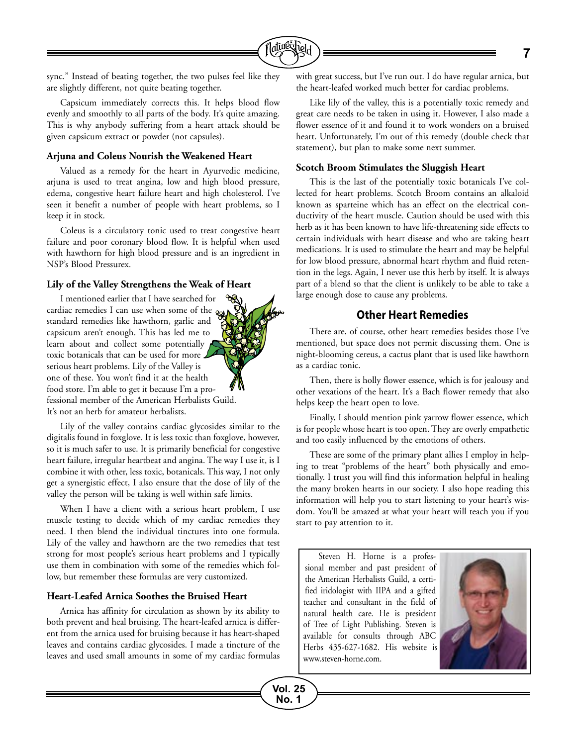sync." Instead of beating together, the two pulses feel like they are slightly different, not quite beating together.

Capsicum immediately corrects this. It helps blood flow evenly and smoothly to all parts of the body. It's quite amazing. This is why anybody suffering from a heart attack should be given capsicum extract or powder (not capsules).

### Arjuna and Coleus Nourish the Weakened Heart

Valued as a remedy for the heart in Ayurvedic medicine, arjuna is used to treat angina, low and high blood pressure, edema, congestive heart failure heart and high cholesterol. I've seen it benefit a number of people with heart problems, so I keep it in stock.

Coleus is a circulatory tonic used to treat congestive heart failure and poor coronary blood flow. It is helpful when used with hawthorn for high blood pressure and is an ingredient in NSP's Blood Pressurex.

### Lily of the Valley Strengthens the Weak of Heart

I mentioned earlier that I have searched for cardiac remedies I can use when some of the standard remedies like hawthorn, garlic and capsicum aren't enough. This has led me to learn about and collect some potentially toxic botanicals that can be used for more serious heart problems. Lily of the Valley is one of these. You won't find it at the health food store. I'm able to get it because I'm a professional member of the American Herbalists Guild. It's not an herb for amateur herbalists.

Lily of the valley contains cardiac glycosides similar to the digitalis found in foxglove. It is less toxic than foxglove, however, so it is much safer to use. It is primarily beneficial for congestive heart failure, irregular heartbeat and angina. The way I use it, is I combine it with other, less toxic, botanicals. This way, I not only get a synergistic effect, I also ensure that the dose of lily of the valley the person will be taking is well within safe limits.

When I have a client with a serious heart problem, I use muscle testing to decide which of my cardiac remedies they need. I then blend the individual tinctures into one formula. Lily of the valley and hawthorn are the two remedies that test strong for most people's serious heart problems and I typically use them in combination with some of the remedies which follow, but remember these formulas are very customized.

### Heart-Leafed Arnica Soothes the Bruised Heart

Arnica has affinity for circulation as shown by its ability to both prevent and heal bruising. The heart-leafed arnica is different from the arnica used for bruising because it has heart-shaped leaves and contains cardiac glycosides. I made a tincture of the leaves and used small amounts in some of my cardiac formulas with great success, but I've run out. I do have regular arnica, but the heart-leafed worked much better for cardiac problems.

Like lily of the valley, this is a potentially toxic remedy and great care needs to be taken in using it. However, I also made a flower essence of it and found it to work wonders on a bruised heart. Unfortunately, I'm out of this remedy (double check that statement), but plan to make some next summer.

### Scotch Broom Stimulates the Sluggish Heart

This is the last of the potentially toxic botanicals I've collected for heart problems. Scotch Broom contains an alkaloid known as sparteine which has an effect on the electrical conductivity of the heart muscle. Caution should be used with this herb as it has been known to have life-threatening side effects to certain individuals with heart disease and who are taking heart medications. It is used to stimulate the heart and may be helpful for low blood pressure, abnormal heart rhythm and fluid retention in the legs. Again, I never use this herb by itself. It is always part of a blend so that the client is unlikely to be able to take a large enough dose to cause any problems.

## Other Heart Remedies

There are, of course, other heart remedies besides those I've mentioned, but space does not permit discussing them. One is night-blooming cereus, a cactus plant that is used like hawthorn as a cardiac tonic.

Then, there is holly flower essence, which is for jealousy and other vexations of the heart. It's a Bach flower remedy that also helps keep the heart open to love.

Finally, I should mention pink yarrow flower essence, which is for people whose heart is too open. They are overly empathetic and too easily influenced by the emotions of others.

These are some of the primary plant allies I employ in helping to treat "problems of the heart" both physically and emotionally. I trust you will find this information helpful in healing the many broken hearts in our society. I also hope reading this information will help you to start listening to your heart's wisdom. You'll be amazed at what your heart will teach you if you start to pay attention to it.

Steven H. Horne is a professional member and past president of the American Herbalists Guild, a certified iridologist with IIPA and a gifted teacher and consultant in the field of natural health care. He is president of Tree of Light Publishing. Steven is available for consults through ABC Herbs 435-627-1682. His website is www.steven-horne.com.